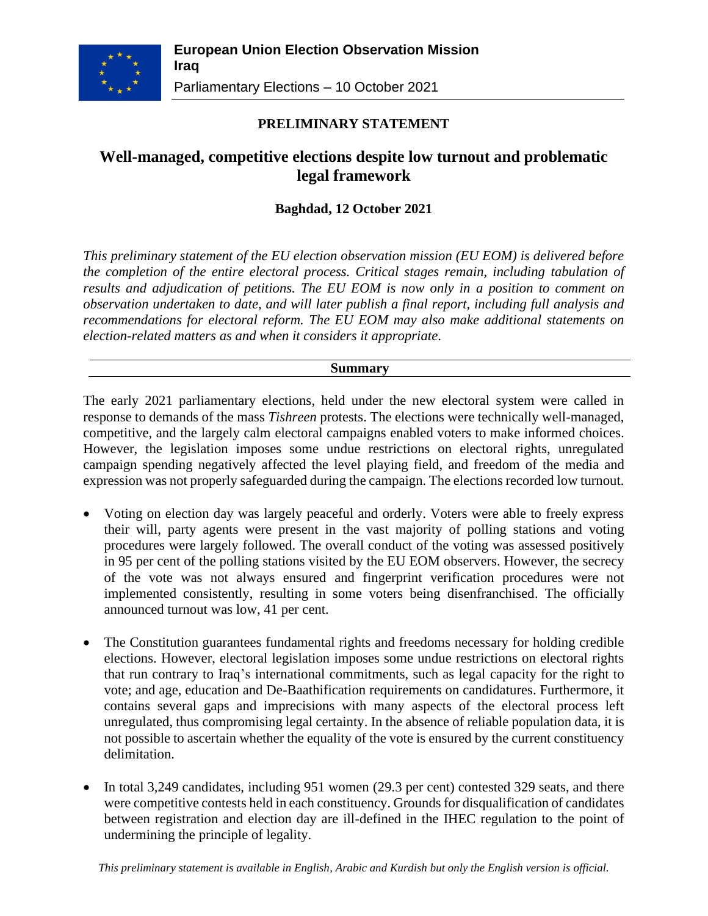**European Union Election Observation Mission Iraq**

Parliamentary Elections – 10 October 2021

## PRELIMINARY STATEMENT

# Well-managed, competitive elections despite low turnout and problematic legal framework

**Baghdad, 12 October 2021**

*This preliminary statement of the EU election observation mission (EU EOM) is delivered before the completion of the entire electoral process. Critical stages remain, including tabulation of results and adjudication of petitions. The EU EOM is now only in a position to comment on observation undertaken to date, and will later publish a final report, including full analysis and recommendations for electoral reform. The EU EOM may also make additional statements on election-related matters as and when it considers it appropriate.*

## Summary

The early 2021 parliamentary elections, held under the new electoral system were called in response to demands of the mass *Tishreen* protests. The elections were technically well-managed, competitive, and the largely calm electoral campaigns enabled voters to make informed choices. However, the legislation imposes some undue restrictions on electoral rights, unregulated campaign spending negatively affected the level playing field, and freedom of the media and expression was not properly safeguarded during the campaign. The elections recorded low turnout.

- Voting on election day was largely peaceful and orderly. Voters were able to freely express their will, party agents were present in the vast majority of polling stations and voting procedures were largely followed. The overall conduct of the voting was assessed positively in 95 per cent of the polling stations visited by the EU EOM observers. However, the secrecy of the vote was not always ensured and fingerprint verification procedures were not implemented consistently, resulting in some voters being disenfranchised. The officially announced turnout was low, 41 per cent.

- The Constitution guarantees fundamental rights and freedoms necessary for holding credible elections. However, electoral legislation imposes some undue restrictions on electoral rights that run contrary to Iraq's international commitments, such as legal capacity for the right to vote; and age, education and De-Baathification requirements on candidatures. Furthermore, it contains several gaps and imprecisions with many aspects of the electoral process left unregulated, thus compromising legal certainty. In the absence of reliable population data, it is not possible to ascertain whether the equality of the vote is ensured by the current constituency delimitation.

- In total 3,249 candidates, including 951 women (29.3 per cent) contested 329 seats, and there were competitive contests held in each constituency. Grounds for disqualification of candidates between registration and election day are ill-defined in the IHEC regulation to the point of undermining the principle of legality.

*This preliminary statement is available in English, Arabic and Kurdish but only the English version is official.*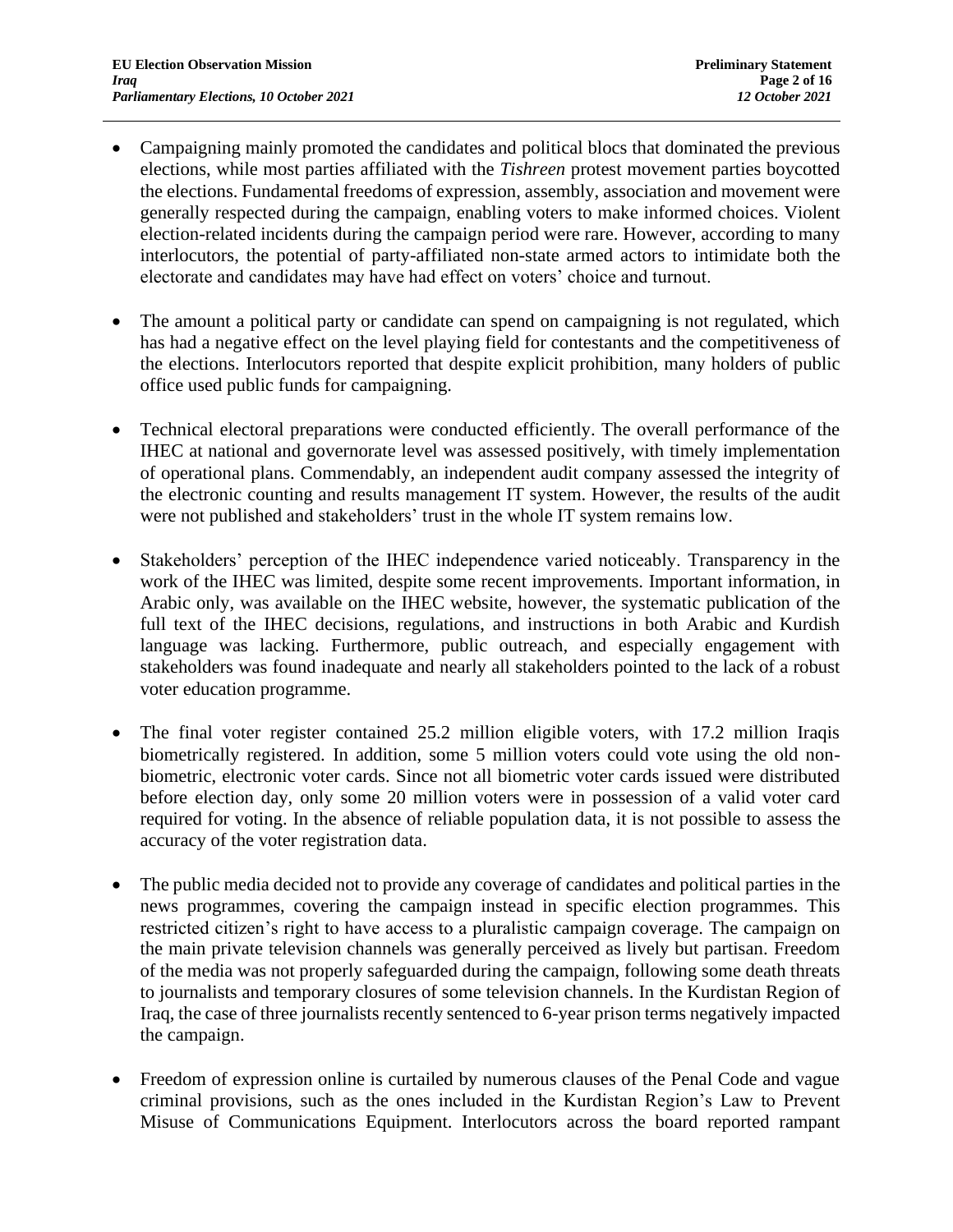- Campaigning mainly promoted the candidates and political blocs that dominated the previous elections, while most parties affiliated with the *Tishreen* protest movement parties boycotted the elections. Fundamental freedoms of expression, assembly, association and movement were generally respected during the campaign, enabling voters to make informed choices. Violent election-related incidents during the campaign period were rare. However, according to many interlocutors, the potential of party-affiliated non-state armed actors to intimidate both the electorate and candidates may have had effect on voters' choice and turnout.

- The amount a political party or candidate can spend on campaigning is not regulated, which has had a negative effect on the level playing field for contestants and the competitiveness of the elections. Interlocutors reported that despite explicit prohibition, many holders of public office used public funds for campaigning.

- Technical electoral preparations were conducted efficiently. The overall performance of the IHEC at national and governorate level was assessed positively, with timely implementation of operational plans. Commendably, an independent audit company assessed the integrity of the electronic counting and results management IT system. However, the results of the audit were not published and stakeholders' trust in the whole IT system remains low.

- Stakeholders' perception of the IHEC independence varied noticeably. Transparency in the work of the IHEC was limited, despite some recent improvements. Important information, in Arabic only, was available on the IHEC website, however, the systematic publication of the full text of the IHEC decisions, regulations, and instructions in both Arabic and Kurdish language was lacking. Furthermore, public outreach, and especially engagement with stakeholders was found inadequate and nearly all stakeholders pointed to the lack of a robust voter education programme.

- The final voter register contained 25.2 million eligible voters, with 17.2 million Iraqis biometrically registered. In addition, some 5 million voters could vote using the old non-biometric, electronic voter cards. Since not all biometric voter cards issued were distributed before election day, only some 20 million voters were in possession of a valid voter card required for voting. In the absence of reliable population data, it is not possible to assess the accuracy of the voter registration data.

- The public media decided not to provide any coverage of candidates and political parties in the news programmes, covering the campaign instead in specific election programmes. This restricted citizen's right to have access to a pluralistic campaign coverage. The campaign on the main private television channels was generally perceived as lively but partisan. Freedom of the media was not properly safeguarded during the campaign, following some death threats to journalists and temporary closures of some television channels. In the Kurdistan Region of Iraq, the case of three journalists recently sentenced to 6-year prison terms negatively impacted the campaign.

- Freedom of expression online is curtailed by numerous clauses of the Penal Code and vague criminal provisions, such as the ones included in the Kurdistan Region's Law to Prevent Misuse of Communications Equipment. Interlocutors across the board reported rampant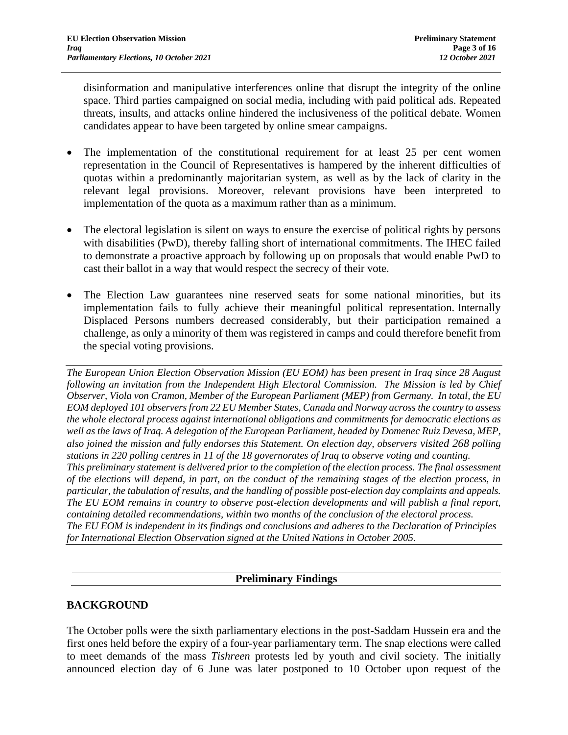disinformation and manipulative interferences online that disrupt the integrity of the online space. Third parties campaigned on social media, including with paid political ads. Repeated threats, insults, and attacks online hindered the inclusiveness of the political debate. Women candidates appear to have been targeted by online smear campaigns.

- The implementation of the constitutional requirement for at least 25 per cent women representation in the Council of Representatives is hampered by the inherent difficulties of quotas within a predominantly majoritarian system, as well as by the lack of clarity in the relevant legal provisions. Moreover, relevant provisions have been interpreted to implementation of the quota as a maximum rather than as a minimum.

- The electoral legislation is silent on ways to ensure the exercise of political rights by persons with disabilities (PwD), thereby falling short of international commitments. The IHEC failed to demonstrate a proactive approach by following up on proposals that would enable PwD to cast their ballot in a way that would respect the secrecy of their vote.

- The Election Law guarantees nine reserved seats for some national minorities, but its implementation fails to fully achieve their meaningful political representation. Internally Displaced Persons numbers decreased considerably, but their participation remained a challenge, as only a minority of them was registered in camps and could therefore benefit from the special voting provisions.

---

*The European Union Election Observation Mission (EU EOM) has been present in Iraq since 28 August following an invitation from the Independent High Electoral Commission. The Mission is led by Chief Observer, Viola von Cramon, Member of the European Parliament (MEP) from Germany. In total, the EU EOM deployed 101 observers from 22 EU Member States, Canada and Norway across the country to assess the whole electoral process against international obligations and commitments for democratic elections as well as the laws of Iraq. A delegation of the European Parliament, headed by Domenec Ruiz Devesa, MEP, also joined the mission and fully endorses this Statement. On election day, observers visited 268 polling stations in 220 polling centres in 11 of the 18 governorates of Iraq to observe voting and counting.*

*This preliminary statement is delivered prior to the completion of the election process. The final assessment of the elections will depend, in part, on the conduct of the remaining stages of the election process, in particular, the tabulation of results, and the handling of possible post-election day complaints and appeals. The EU EOM remains in country to observe post-election developments and will publish a final report, containing detailed recommendations, within two months of the conclusion of the electoral process.*

*The EU EOM is independent in its findings and conclusions and adheres to the Declaration of Principles for International Election Observation signed at the United Nations in October 2005.*

---

## Preliminary Findings

### BACKGROUND

The October polls were the sixth parliamentary elections in the post-Saddam Hussein era and the first ones held before the expiry of a four-year parliamentary term. The snap elections were called to meet demands of the mass *Tishreen* protests led by youth and civil society. The initially announced election day of 6 June was later postponed to 10 October upon request of the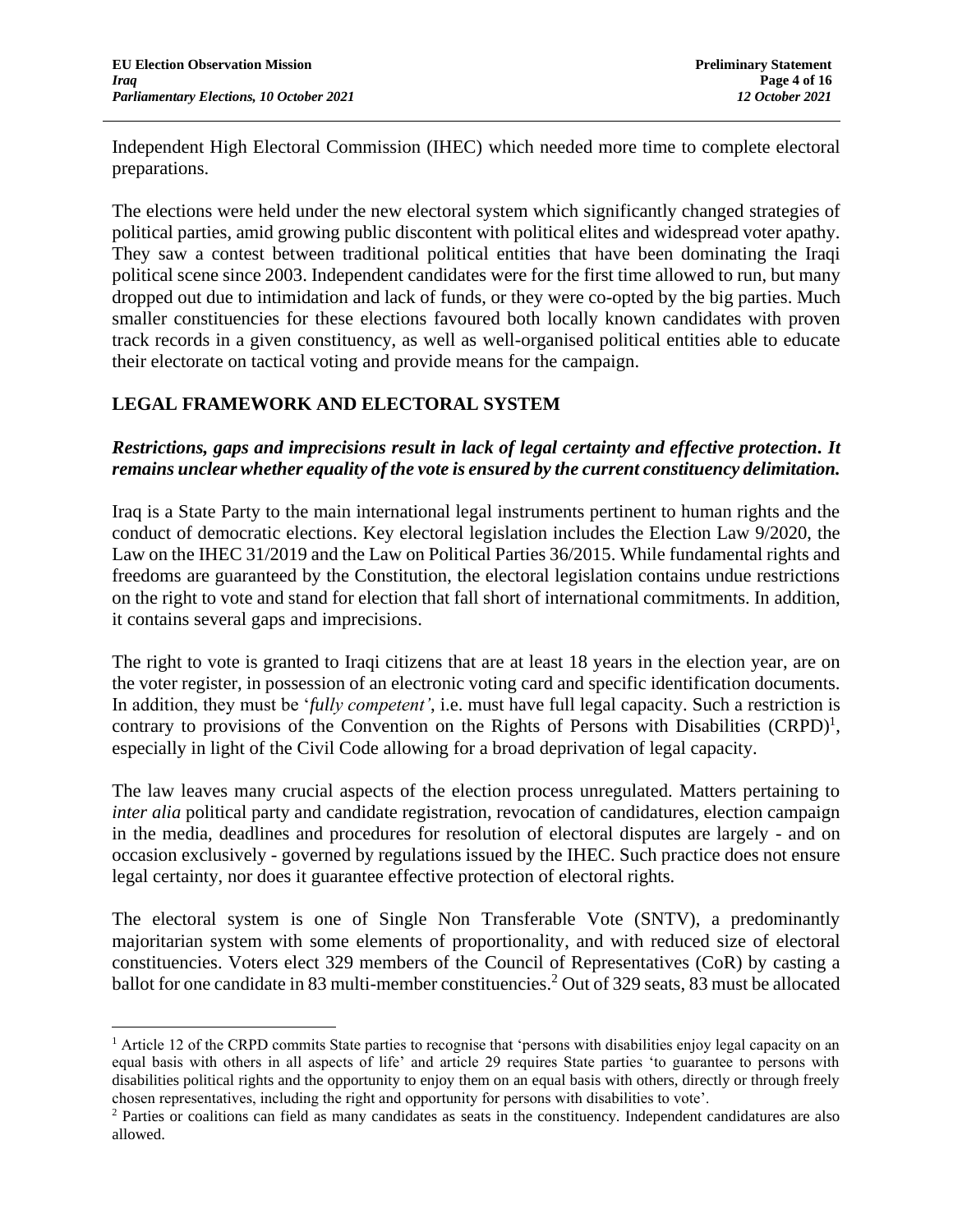Independent High Electoral Commission (IHEC) which needed more time to complete electoral preparations.

The elections were held under the new electoral system which significantly changed strategies of political parties, amid growing public discontent with political elites and widespread voter apathy. They saw a contest between traditional political entities that have been dominating the Iraqi political scene since 2003. Independent candidates were for the first time allowed to run, but many dropped out due to intimidation and lack of funds, or they were co-opted by the big parties. Much smaller constituencies for these elections favoured both locally known candidates with proven track records in a given constituency, as well as well-organised political entities able to educate their electorate on tactical voting and provide means for the campaign.

## LEGAL FRAMEWORK AND ELECTORAL SYSTEM

***Restrictions, gaps and imprecisions result in lack of legal certainty and effective protection. It remains unclear whether equality of the vote is ensured by the current constituency delimitation.***

Iraq is a State Party to the main international legal instruments pertinent to human rights and the conduct of democratic elections. Key electoral legislation includes the Election Law 9/2020, the Law on the IHEC 31/2019 and the Law on Political Parties 36/2015. While fundamental rights and freedoms are guaranteed by the Constitution, the electoral legislation contains undue restrictions on the right to vote and stand for election that fall short of international commitments. In addition, it contains several gaps and imprecisions.

The right to vote is granted to Iraqi citizens that are at least 18 years in the election year, are on the voter register, in possession of an electronic voting card and specific identification documents. In addition, they must be '*fully competent'*, i.e. must have full legal capacity. Such a restriction is contrary to provisions of the Convention on the Rights of Persons with Disabilities (CRPD)[1], especially in light of the Civil Code allowing for a broad deprivation of legal capacity.

The law leaves many crucial aspects of the election process unregulated. Matters pertaining to *inter alia* political party and candidate registration, revocation of candidatures, election campaign in the media, deadlines and procedures for resolution of electoral disputes are largely - and on occasion exclusively - governed by regulations issued by the IHEC. Such practice does not ensure legal certainty, nor does it guarantee effective protection of electoral rights.

The electoral system is one of Single Non Transferable Vote (SNTV), a predominantly majoritarian system with some elements of proportionality, and with reduced size of electoral constituencies. Voters elect 329 members of the Council of Representatives (CoR) by casting a ballot for one candidate in 83 multi-member constituencies.[2] Out of 329 seats, 83 must be allocated

---

[1] Article 12 of the CRPD commits State parties to recognise that 'persons with disabilities enjoy legal capacity on an equal basis with others in all aspects of life' and article 29 requires State parties 'to guarantee to persons with disabilities political rights and the opportunity to enjoy them on an equal basis with others, directly or through freely chosen representatives, including the right and opportunity for persons with disabilities to vote'.

[2] Parties or coalitions can field as many candidates as seats in the constituency. Independent candidatures are also allowed.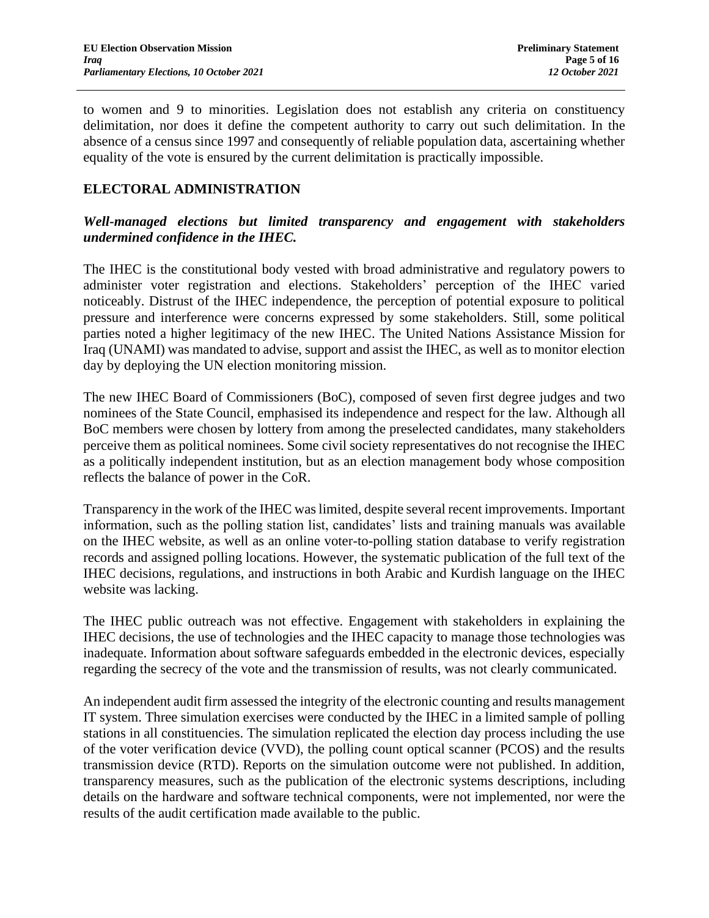to women and 9 to minorities. Legislation does not establish any criteria on constituency delimitation, nor does it define the competent authority to carry out such delimitation. In the absence of a census since 1997 and consequently of reliable population data, ascertaining whether equality of the vote is ensured by the current delimitation is practically impossible.

## ELECTORAL ADMINISTRATION

### *Well-managed elections but limited transparency and engagement with stakeholders undermined confidence in the IHEC.*

The IHEC is the constitutional body vested with broad administrative and regulatory powers to administer voter registration and elections. Stakeholders' perception of the IHEC varied noticeably. Distrust of the IHEC independence, the perception of potential exposure to political pressure and interference were concerns expressed by some stakeholders. Still, some political parties noted a higher legitimacy of the new IHEC. The United Nations Assistance Mission for Iraq (UNAMI) was mandated to advise, support and assist the IHEC, as well as to monitor election day by deploying the UN election monitoring mission.

The new IHEC Board of Commissioners (BoC), composed of seven first degree judges and two nominees of the State Council, emphasised its independence and respect for the law. Although all BoC members were chosen by lottery from among the preselected candidates, many stakeholders perceive them as political nominees. Some civil society representatives do not recognise the IHEC as a politically independent institution, but as an election management body whose composition reflects the balance of power in the CoR.

Transparency in the work of the IHEC was limited, despite several recent improvements. Important information, such as the polling station list, candidates' lists and training manuals was available on the IHEC website, as well as an online voter-to-polling station database to verify registration records and assigned polling locations. However, the systematic publication of the full text of the IHEC decisions, regulations, and instructions in both Arabic and Kurdish language on the IHEC website was lacking.

The IHEC public outreach was not effective. Engagement with stakeholders in explaining the IHEC decisions, the use of technologies and the IHEC capacity to manage those technologies was inadequate. Information about software safeguards embedded in the electronic devices, especially regarding the secrecy of the vote and the transmission of results, was not clearly communicated.

An independent audit firm assessed the integrity of the electronic counting and results management IT system. Three simulation exercises were conducted by the IHEC in a limited sample of polling stations in all constituencies. The simulation replicated the election day process including the use of the voter verification device (VVD), the polling count optical scanner (PCOS) and the results transmission device (RTD). Reports on the simulation outcome were not published. In addition, transparency measures, such as the publication of the electronic systems descriptions, including details on the hardware and software technical components, were not implemented, nor were the results of the audit certification made available to the public.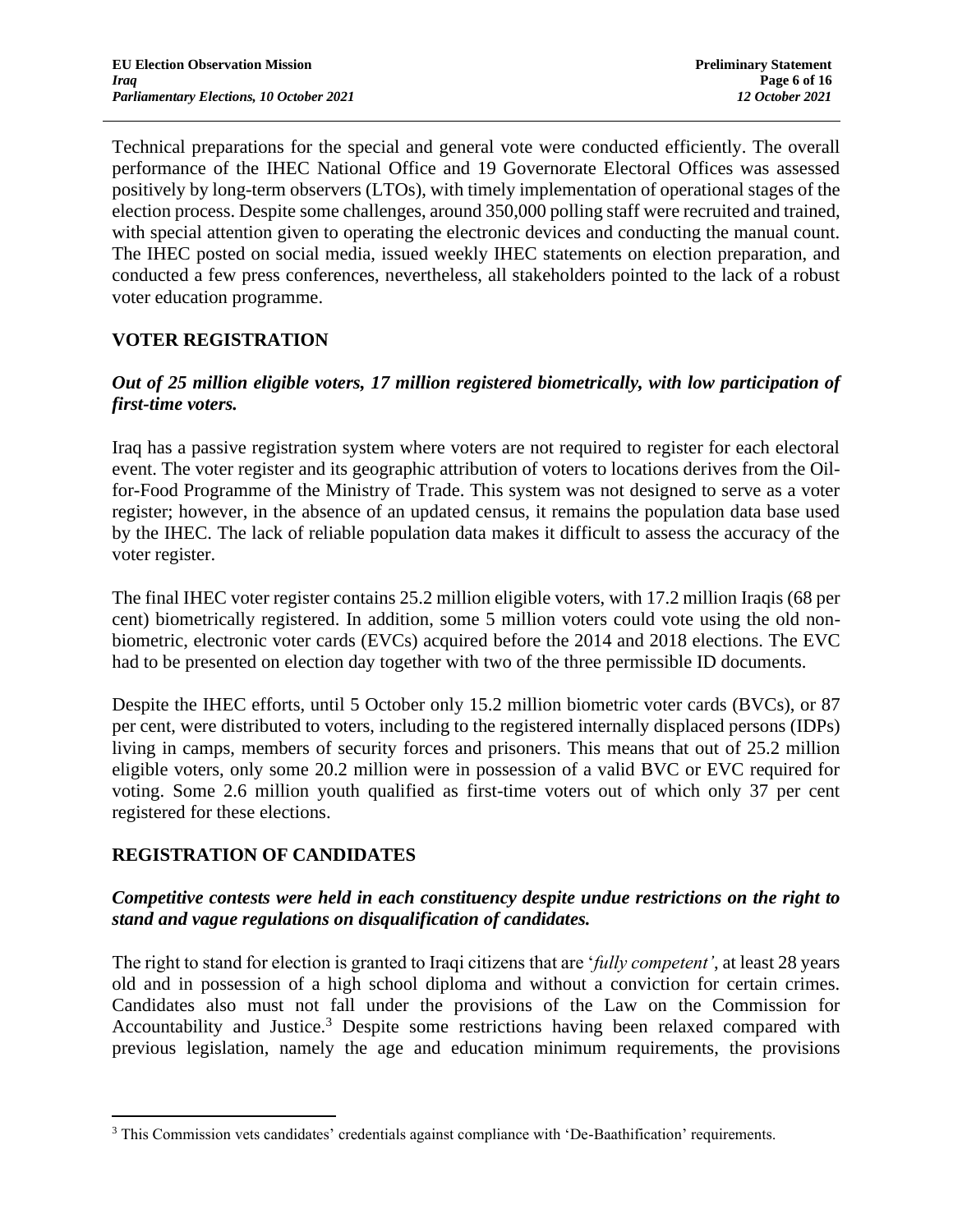Technical preparations for the special and general vote were conducted efficiently. The overall performance of the IHEC National Office and 19 Governorate Electoral Offices was assessed positively by long-term observers (LTOs), with timely implementation of operational stages of the election process. Despite some challenges, around 350,000 polling staff were recruited and trained, with special attention given to operating the electronic devices and conducting the manual count. The IHEC posted on social media, issued weekly IHEC statements on election preparation, and conducted a few press conferences, nevertheless, all stakeholders pointed to the lack of a robust voter education programme.

## VOTER REGISTRATION

***Out of 25 million eligible voters, 17 million registered biometrically, with low participation of first-time voters.***

Iraq has a passive registration system where voters are not required to register for each electoral event. The voter register and its geographic attribution of voters to locations derives from the Oil-for-Food Programme of the Ministry of Trade. This system was not designed to serve as a voter register; however, in the absence of an updated census, it remains the population data base used by the IHEC. The lack of reliable population data makes it difficult to assess the accuracy of the voter register.

The final IHEC voter register contains 25.2 million eligible voters, with 17.2 million Iraqis (68 per cent) biometrically registered. In addition, some 5 million voters could vote using the old non-biometric, electronic voter cards (EVCs) acquired before the 2014 and 2018 elections. The EVC had to be presented on election day together with two of the three permissible ID documents.

Despite the IHEC efforts, until 5 October only 15.2 million biometric voter cards (BVCs), or 87 per cent, were distributed to voters, including to the registered internally displaced persons (IDPs) living in camps, members of security forces and prisoners. This means that out of 25.2 million eligible voters, only some 20.2 million were in possession of a valid BVC or EVC required for voting. Some 2.6 million youth qualified as first-time voters out of which only 37 per cent registered for these elections.

## REGISTRATION OF CANDIDATES

***Competitive contests were held in each constituency despite undue restrictions on the right to stand and vague regulations on disqualification of candidates.***

The right to stand for election is granted to Iraqi citizens that are '*fully competent'*, at least 28 years old and in possession of a high school diploma and without a conviction for certain crimes. Candidates also must not fall under the provisions of the Law on the Commission for Accountability and Justice.[3] Despite some restrictions having been relaxed compared with previous legislation, namely the age and education minimum requirements, the provisions

[3] This Commission vets candidates' credentials against compliance with 'De-Baathification' requirements.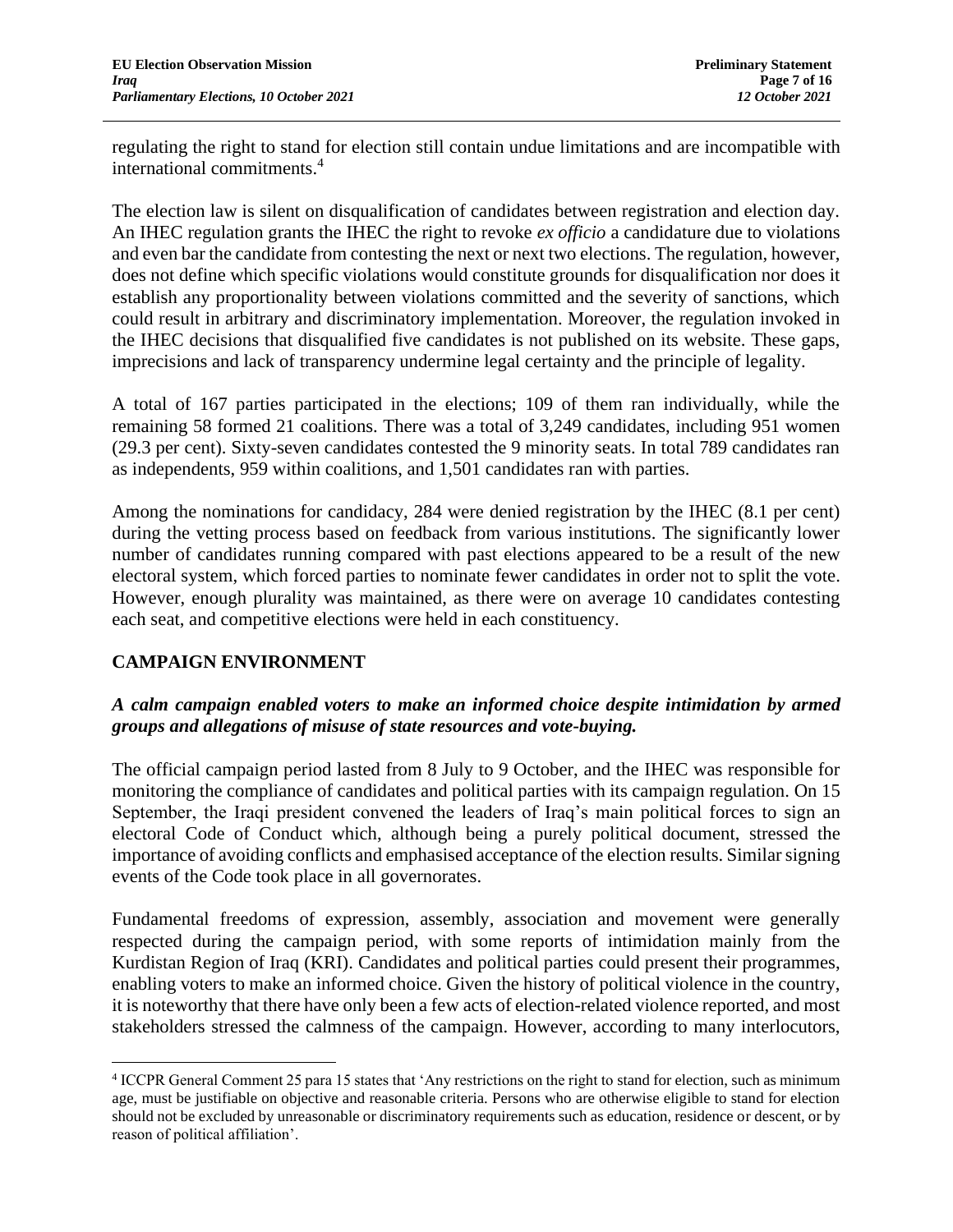regulating the right to stand for election still contain undue limitations and are incompatible with international commitments.[4]

The election law is silent on disqualification of candidates between registration and election day. An IHEC regulation grants the IHEC the right to revoke *ex officio* a candidature due to violations and even bar the candidate from contesting the next or next two elections. The regulation, however, does not define which specific violations would constitute grounds for disqualification nor does it establish any proportionality between violations committed and the severity of sanctions, which could result in arbitrary and discriminatory implementation. Moreover, the regulation invoked in the IHEC decisions that disqualified five candidates is not published on its website. These gaps, imprecisions and lack of transparency undermine legal certainty and the principle of legality.

A total of 167 parties participated in the elections; 109 of them ran individually, while the remaining 58 formed 21 coalitions. There was a total of 3,249 candidates, including 951 women (29.3 per cent). Sixty-seven candidates contested the 9 minority seats. In total 789 candidates ran as independents, 959 within coalitions, and 1,501 candidates ran with parties.

Among the nominations for candidacy, 284 were denied registration by the IHEC (8.1 per cent) during the vetting process based on feedback from various institutions. The significantly lower number of candidates running compared with past elections appeared to be a result of the new electoral system, which forced parties to nominate fewer candidates in order not to split the vote. However, enough plurality was maintained, as there were on average 10 candidates contesting each seat, and competitive elections were held in each constituency.

## CAMPAIGN ENVIRONMENT

***A calm campaign enabled voters to make an informed choice despite intimidation by armed groups and allegations of misuse of state resources and vote-buying.***

The official campaign period lasted from 8 July to 9 October, and the IHEC was responsible for monitoring the compliance of candidates and political parties with its campaign regulation. On 15 September, the Iraqi president convened the leaders of Iraq's main political forces to sign an electoral Code of Conduct which, although being a purely political document, stressed the importance of avoiding conflicts and emphasised acceptance of the election results. Similar signing events of the Code took place in all governorates.

Fundamental freedoms of expression, assembly, association and movement were generally respected during the campaign period, with some reports of intimidation mainly from the Kurdistan Region of Iraq (KRI). Candidates and political parties could present their programmes, enabling voters to make an informed choice. Given the history of political violence in the country, it is noteworthy that there have only been a few acts of election-related violence reported, and most stakeholders stressed the calmness of the campaign. However, according to many interlocutors,

---

[4] ICCPR General Comment 25 para 15 states that 'Any restrictions on the right to stand for election, such as minimum age, must be justifiable on objective and reasonable criteria. Persons who are otherwise eligible to stand for election should not be excluded by unreasonable or discriminatory requirements such as education, residence or descent, or by reason of political affiliation'.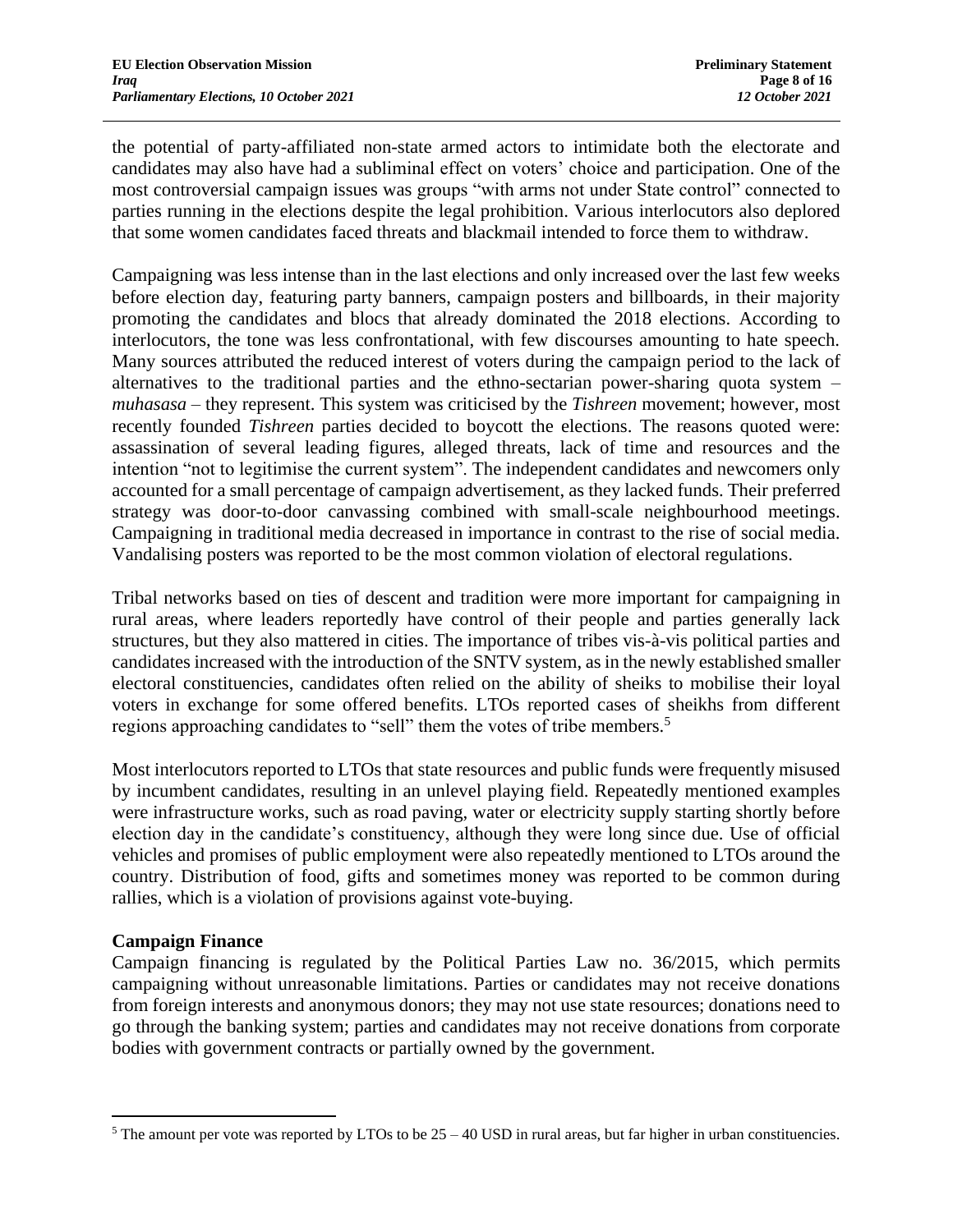the potential of party-affiliated non-state armed actors to intimidate both the electorate and candidates may also have had a subliminal effect on voters' choice and participation. One of the most controversial campaign issues was groups "with arms not under State control" connected to parties running in the elections despite the legal prohibition. Various interlocutors also deplored that some women candidates faced threats and blackmail intended to force them to withdraw.

Campaigning was less intense than in the last elections and only increased over the last few weeks before election day, featuring party banners, campaign posters and billboards, in their majority promoting the candidates and blocs that already dominated the 2018 elections. According to interlocutors, the tone was less confrontational, with few discourses amounting to hate speech. Many sources attributed the reduced interest of voters during the campaign period to the lack of alternatives to the traditional parties and the ethno-sectarian power-sharing quota system – *muhasasa* – they represent. This system was criticised by the *Tishreen* movement; however, most recently founded *Tishreen* parties decided to boycott the elections. The reasons quoted were: assassination of several leading figures, alleged threats, lack of time and resources and the intention "not to legitimise the current system". The independent candidates and newcomers only accounted for a small percentage of campaign advertisement, as they lacked funds. Their preferred strategy was door-to-door canvassing combined with small-scale neighbourhood meetings. Campaigning in traditional media decreased in importance in contrast to the rise of social media. Vandalising posters was reported to be the most common violation of electoral regulations.

Tribal networks based on ties of descent and tradition were more important for campaigning in rural areas, where leaders reportedly have control of their people and parties generally lack structures, but they also mattered in cities. The importance of tribes vis-à-vis political parties and candidates increased with the introduction of the SNTV system, as in the newly established smaller electoral constituencies, candidates often relied on the ability of sheiks to mobilise their loyal voters in exchange for some offered benefits. LTOs reported cases of sheikhs from different regions approaching candidates to "sell" them the votes of tribe members.[5]

Most interlocutors reported to LTOs that state resources and public funds were frequently misused by incumbent candidates, resulting in an unlevel playing field. Repeatedly mentioned examples were infrastructure works, such as road paving, water or electricity supply starting shortly before election day in the candidate's constituency, although they were long since due. Use of official vehicles and promises of public employment were also repeatedly mentioned to LTOs around the country. Distribution of food, gifts and sometimes money was reported to be common during rallies, which is a violation of provisions against vote-buying.

**Campaign Finance**

Campaign financing is regulated by the Political Parties Law no. 36/2015, which permits campaigning without unreasonable limitations. Parties or candidates may not receive donations from foreign interests and anonymous donors; they may not use state resources; donations need to go through the banking system; parties and candidates may not receive donations from corporate bodies with government contracts or partially owned by the government.

---

[5] The amount per vote was reported by LTOs to be 25 – 40 USD in rural areas, but far higher in urban constituencies.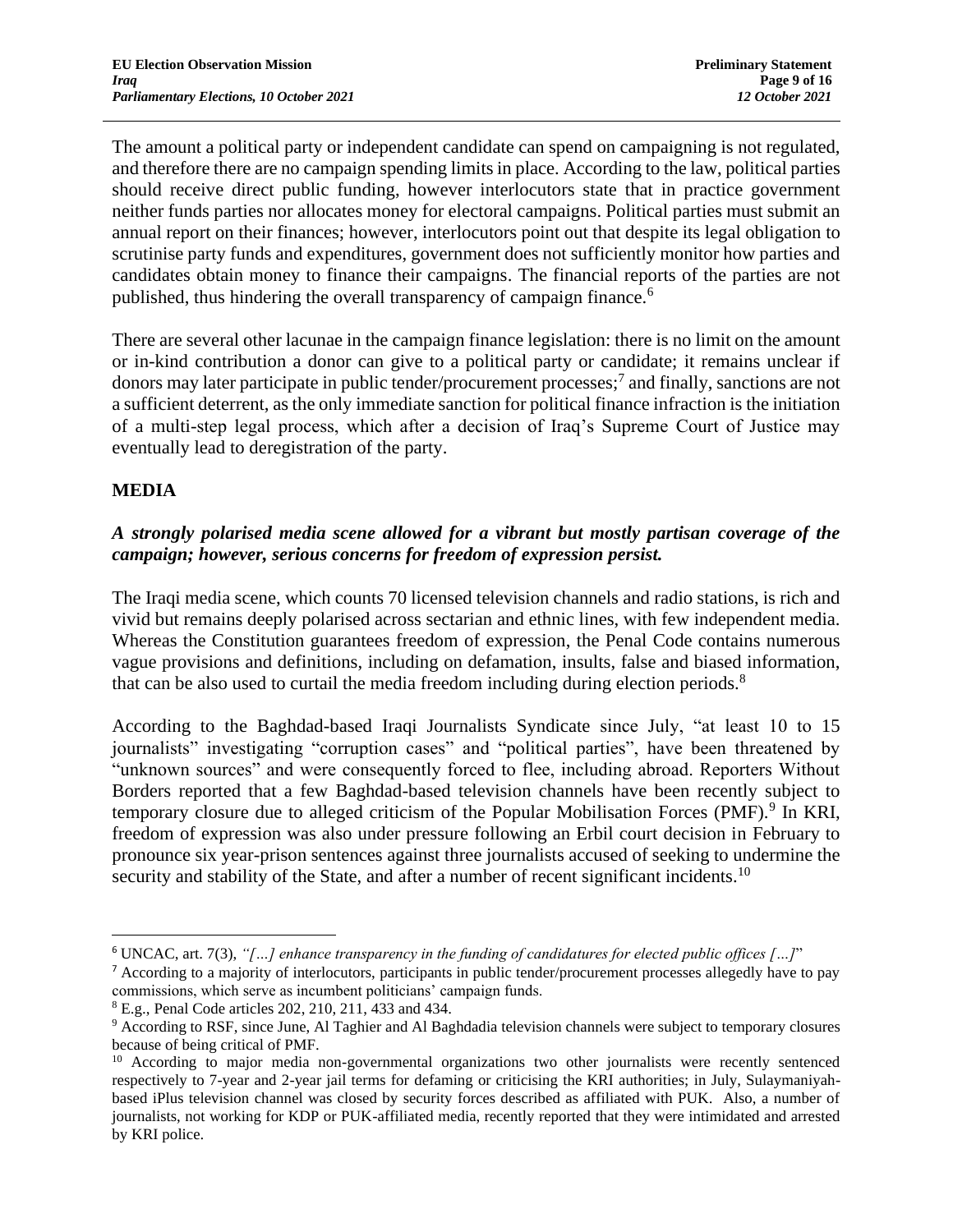The amount a political party or independent candidate can spend on campaigning is not regulated, and therefore there are no campaign spending limits in place. According to the law, political parties should receive direct public funding, however interlocutors state that in practice government neither funds parties nor allocates money for electoral campaigns. Political parties must submit an annual report on their finances; however, interlocutors point out that despite its legal obligation to scrutinise party funds and expenditures, government does not sufficiently monitor how parties and candidates obtain money to finance their campaigns. The financial reports of the parties are not published, thus hindering the overall transparency of campaign finance.[6]

There are several other lacunae in the campaign finance legislation: there is no limit on the amount or in-kind contribution a donor can give to a political party or candidate; it remains unclear if donors may later participate in public tender/procurement processes;[7] and finally, sanctions are not a sufficient deterrent, as the only immediate sanction for political finance infraction is the initiation of a multi-step legal process, which after a decision of Iraq's Supreme Court of Justice may eventually lead to deregistration of the party.

## MEDIA

***A strongly polarised media scene allowed for a vibrant but mostly partisan coverage of the campaign; however, serious concerns for freedom of expression persist.***

The Iraqi media scene, which counts 70 licensed television channels and radio stations, is rich and vivid but remains deeply polarised across sectarian and ethnic lines, with few independent media. Whereas the Constitution guarantees freedom of expression, the Penal Code contains numerous vague provisions and definitions, including on defamation, insults, false and biased information, that can be also used to curtail the media freedom including during election periods.[8]

According to the Baghdad-based Iraqi Journalists Syndicate since July, "at least 10 to 15 journalists" investigating "corruption cases" and "political parties", have been threatened by "unknown sources" and were consequently forced to flee, including abroad. Reporters Without Borders reported that a few Baghdad-based television channels have been recently subject to temporary closure due to alleged criticism of the Popular Mobilisation Forces (PMF).[9] In KRI, freedom of expression was also under pressure following an Erbil court decision in February to pronounce six year-prison sentences against three journalists accused of seeking to undermine the security and stability of the State, and after a number of recent significant incidents.[10]

---

[6] UNCAC, art. 7(3), *"[…] enhance transparency in the funding of candidatures for elected public offices […]"*

[7] According to a majority of interlocutors, participants in public tender/procurement processes allegedly have to pay commissions, which serve as incumbent politicians' campaign funds.

[8] E.g., Penal Code articles 202, 210, 211, 433 and 434.

[9] According to RSF, since June, Al Taghier and Al Baghdadia television channels were subject to temporary closures because of being critical of PMF.

[10] According to major media non-governmental organizations two other journalists were recently sentenced respectively to 7-year and 2-year jail terms for defaming or criticising the KRI authorities; in July, Sulaymaniyah-based iPlus television channel was closed by security forces described as affiliated with PUK. Also, a number of journalists, not working for KDP or PUK-affiliated media, recently reported that they were intimidated and arrested by KRI police.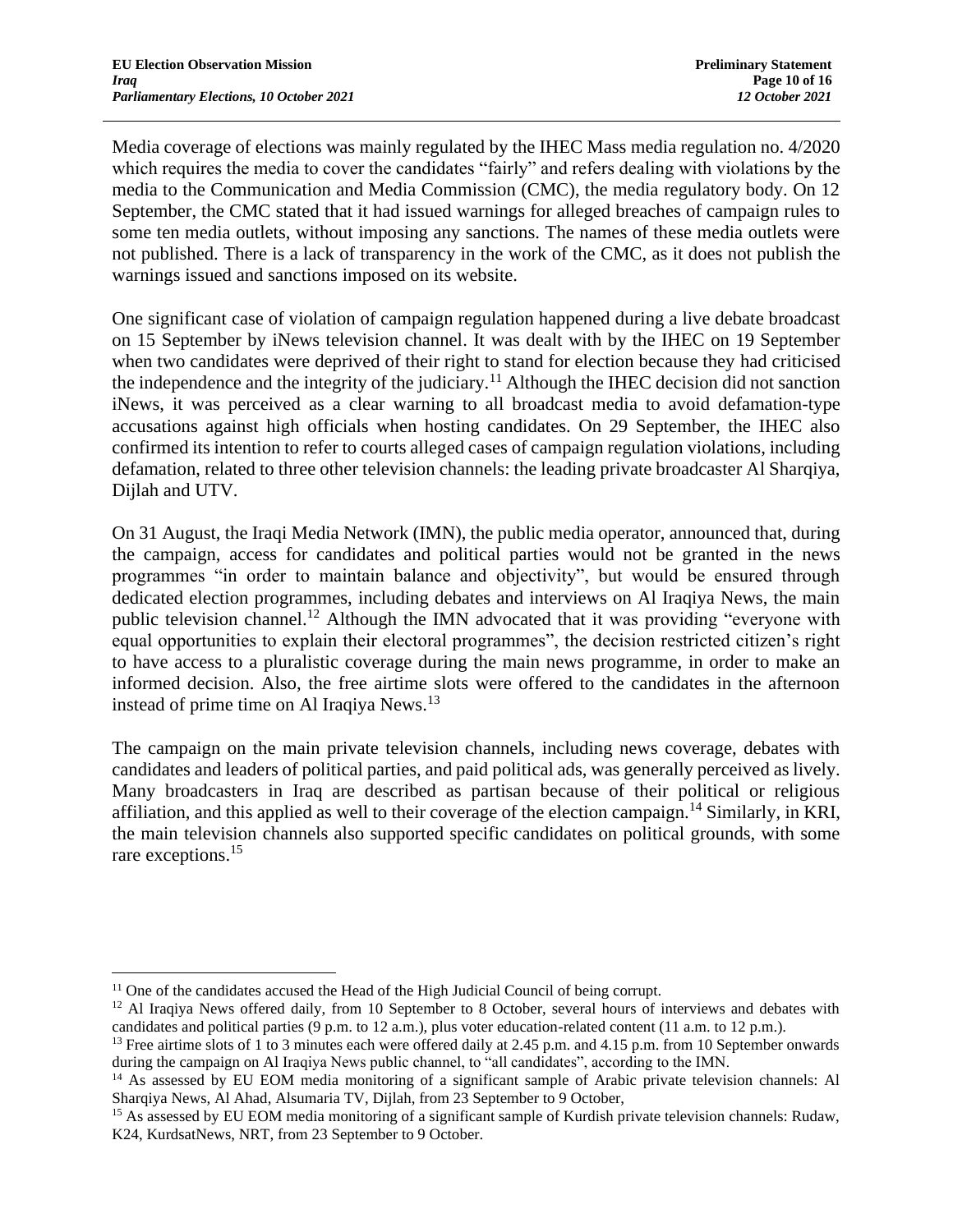Media coverage of elections was mainly regulated by the IHEC Mass media regulation no. 4/2020 which requires the media to cover the candidates "fairly" and refers dealing with violations by the media to the Communication and Media Commission (CMC), the media regulatory body. On 12 September, the CMC stated that it had issued warnings for alleged breaches of campaign rules to some ten media outlets, without imposing any sanctions. The names of these media outlets were not published. There is a lack of transparency in the work of the CMC, as it does not publish the warnings issued and sanctions imposed on its website.

One significant case of violation of campaign regulation happened during a live debate broadcast on 15 September by iNews television channel. It was dealt with by the IHEC on 19 September when two candidates were deprived of their right to stand for election because they had criticised the independence and the integrity of the judiciary.[11] Although the IHEC decision did not sanction iNews, it was perceived as a clear warning to all broadcast media to avoid defamation-type accusations against high officials when hosting candidates. On 29 September, the IHEC also confirmed its intention to refer to courts alleged cases of campaign regulation violations, including defamation, related to three other television channels: the leading private broadcaster Al Sharqiya, Dijlah and UTV.

On 31 August, the Iraqi Media Network (IMN), the public media operator, announced that, during the campaign, access for candidates and political parties would not be granted in the news programmes "in order to maintain balance and objectivity", but would be ensured through dedicated election programmes, including debates and interviews on Al Iraqiya News, the main public television channel.[12] Although the IMN advocated that it was providing "everyone with equal opportunities to explain their electoral programmes", the decision restricted citizen's right to have access to a pluralistic coverage during the main news programme, in order to make an informed decision. Also, the free airtime slots were offered to the candidates in the afternoon instead of prime time on Al Iraqiya News.[13]

The campaign on the main private television channels, including news coverage, debates with candidates and leaders of political parties, and paid political ads, was generally perceived as lively. Many broadcasters in Iraq are described as partisan because of their political or religious affiliation, and this applied as well to their coverage of the election campaign.[14] Similarly, in KRI, the main television channels also supported specific candidates on political grounds, with some rare exceptions.[15]

---

[11] One of the candidates accused the Head of the High Judicial Council of being corrupt.

[12] Al Iraqiya News offered daily, from 10 September to 8 October, several hours of interviews and debates with candidates and political parties (9 p.m. to 12 a.m.), plus voter education-related content (11 a.m. to 12 p.m.).

[13] Free airtime slots of 1 to 3 minutes each were offered daily at 2.45 p.m. and 4.15 p.m. from 10 September onwards during the campaign on Al Iraqiya News public channel, to "all candidates", according to the IMN.

[14] As assessed by EU EOM media monitoring of a significant sample of Arabic private television channels: Al Sharqiya News, Al Ahad, Alsumaria TV, Dijlah, from 23 September to 9 October,

[15] As assessed by EU EOM media monitoring of a significant sample of Kurdish private television channels: Rudaw, K24, KurdsatNews, NRT, from 23 September to 9 October.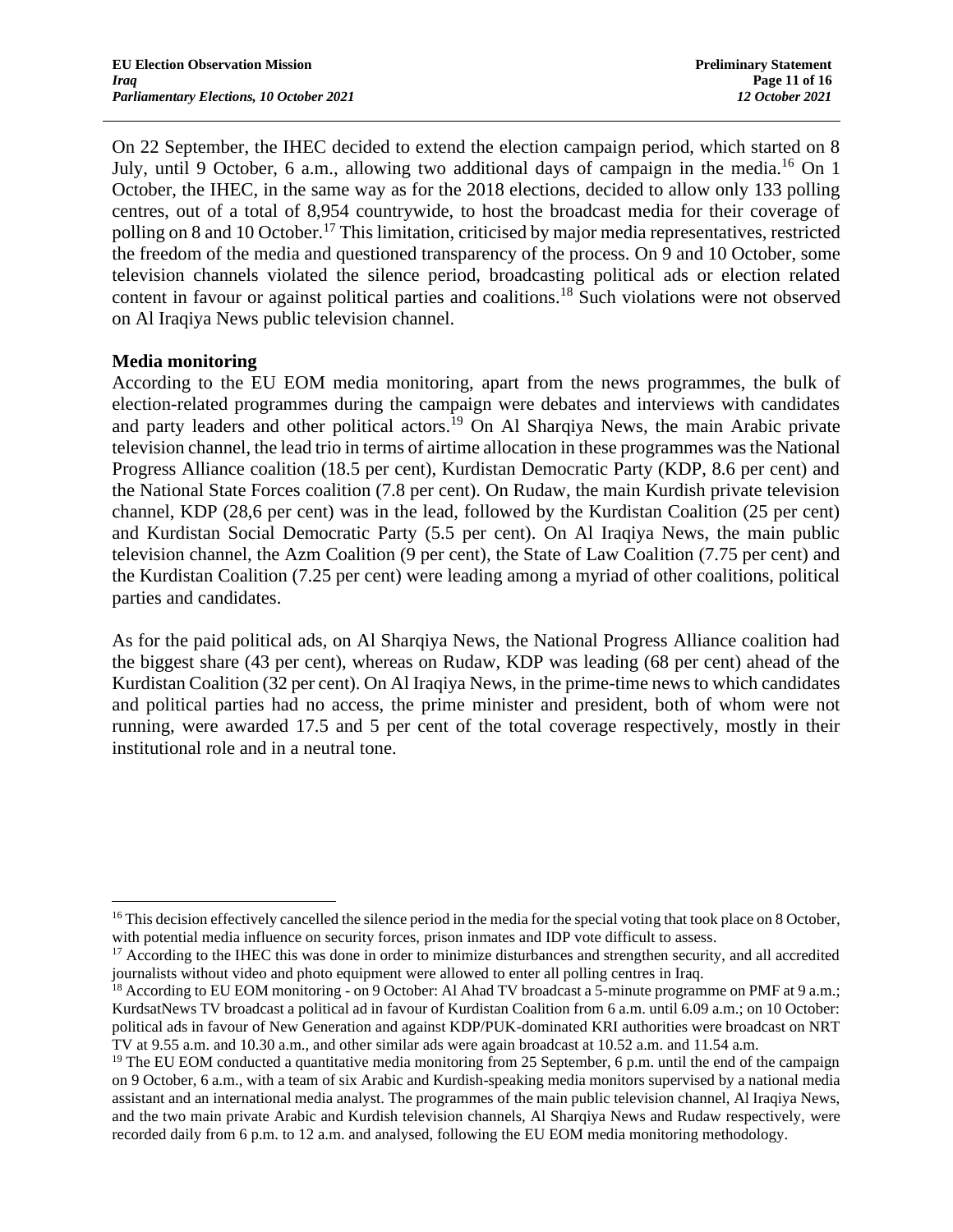On 22 September, the IHEC decided to extend the election campaign period, which started on 8 July, until 9 October, 6 a.m., allowing two additional days of campaign in the media.[16] On 1 October, the IHEC, in the same way as for the 2018 elections, decided to allow only 133 polling centres, out of a total of 8,954 countrywide, to host the broadcast media for their coverage of polling on 8 and 10 October.[17] This limitation, criticised by major media representatives, restricted the freedom of the media and questioned transparency of the process. On 9 and 10 October, some television channels violated the silence period, broadcasting political ads or election related content in favour or against political parties and coalitions.[18] Such violations were not observed on Al Iraqiya News public television channel.

**Media monitoring**

According to the EU EOM media monitoring, apart from the news programmes, the bulk of election-related programmes during the campaign were debates and interviews with candidates and party leaders and other political actors.[19] On Al Sharqiya News, the main Arabic private television channel, the lead trio in terms of airtime allocation in these programmes was the National Progress Alliance coalition (18.5 per cent), Kurdistan Democratic Party (KDP, 8.6 per cent) and the National State Forces coalition (7.8 per cent). On Rudaw, the main Kurdish private television channel, KDP (28,6 per cent) was in the lead, followed by the Kurdistan Coalition (25 per cent) and Kurdistan Social Democratic Party (5.5 per cent). On Al Iraqiya News, the main public television channel, the Azm Coalition (9 per cent), the State of Law Coalition (7.75 per cent) and the Kurdistan Coalition (7.25 per cent) were leading among a myriad of other coalitions, political parties and candidates.

As for the paid political ads, on Al Sharqiya News, the National Progress Alliance coalition had the biggest share (43 per cent), whereas on Rudaw, KDP was leading (68 per cent) ahead of the Kurdistan Coalition (32 per cent). On Al Iraqiya News, in the prime-time news to which candidates and political parties had no access, the prime minister and president, both of whom were not running, were awarded 17.5 and 5 per cent of the total coverage respectively, mostly in their institutional role and in a neutral tone.

---

[16] This decision effectively cancelled the silence period in the media for the special voting that took place on 8 October, with potential media influence on security forces, prison inmates and IDP vote difficult to assess.

[17] According to the IHEC this was done in order to minimize disturbances and strengthen security, and all accredited journalists without video and photo equipment were allowed to enter all polling centres in Iraq.

[18] According to EU EOM monitoring - on 9 October: Al Ahad TV broadcast a 5-minute programme on PMF at 9 a.m.; KurdsatNews TV broadcast a political ad in favour of Kurdistan Coalition from 6 a.m. until 6.09 a.m.; on 10 October: political ads in favour of New Generation and against KDP/PUK-dominated KRI authorities were broadcast on NRT TV at 9.55 a.m. and 10.30 a.m., and other similar ads were again broadcast at 10.52 a.m. and 11.54 a.m.

[19] The EU EOM conducted a quantitative media monitoring from 25 September, 6 p.m. until the end of the campaign on 9 October, 6 a.m., with a team of six Arabic and Kurdish-speaking media monitors supervised by a national media assistant and an international media analyst. The programmes of the main public television channel, Al Iraqiya News, and the two main private Arabic and Kurdish television channels, Al Sharqiya News and Rudaw respectively, were recorded daily from 6 p.m. to 12 a.m. and analysed, following the EU EOM media monitoring methodology.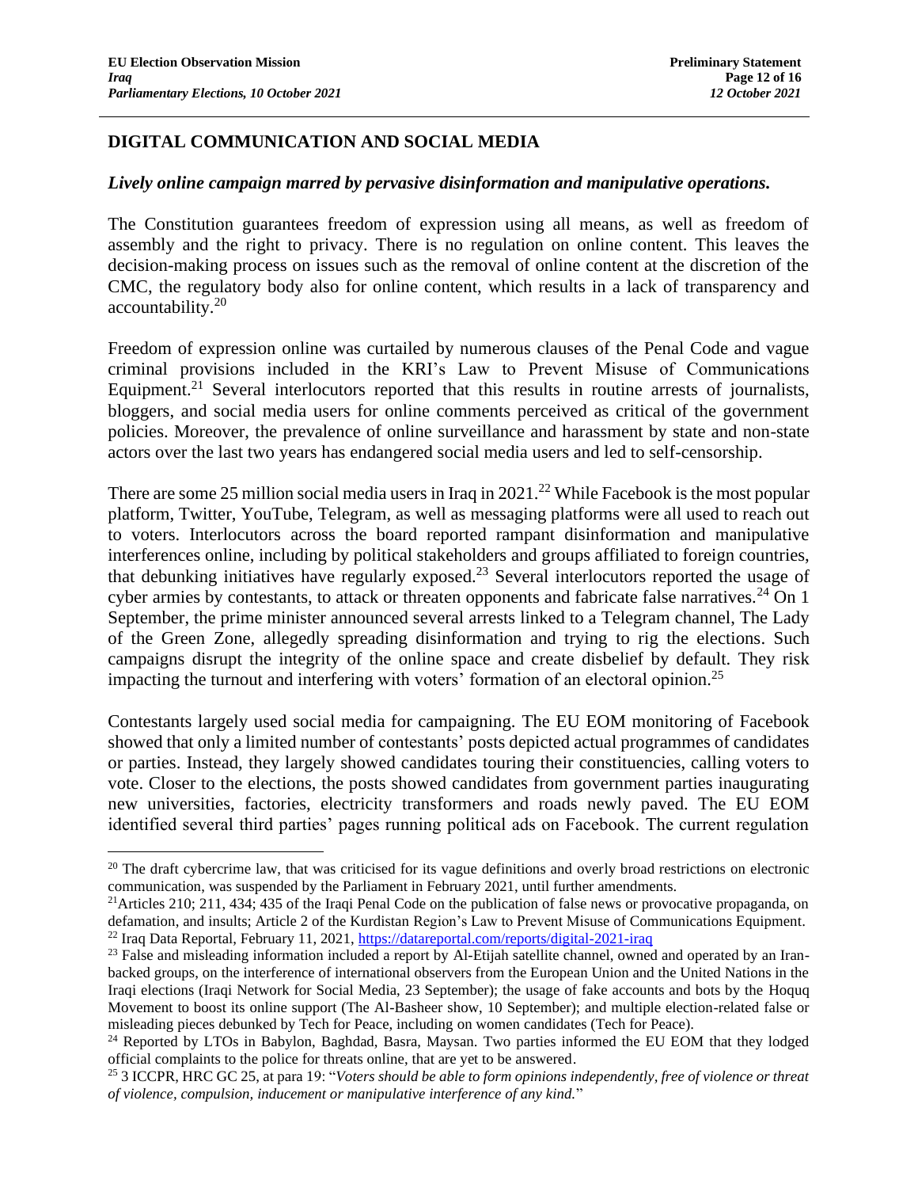## DIGITAL COMMUNICATION AND SOCIAL MEDIA

***Lively online campaign marred by pervasive disinformation and manipulative operations.***

The Constitution guarantees freedom of expression using all means, as well as freedom of assembly and the right to privacy. There is no regulation on online content. This leaves the decision-making process on issues such as the removal of online content at the discretion of the CMC, the regulatory body also for online content, which results in a lack of transparency and accountability.[20]

Freedom of expression online was curtailed by numerous clauses of the Penal Code and vague criminal provisions included in the KRI's Law to Prevent Misuse of Communications Equipment.[21] Several interlocutors reported that this results in routine arrests of journalists, bloggers, and social media users for online comments perceived as critical of the government policies. Moreover, the prevalence of online surveillance and harassment by state and non-state actors over the last two years has endangered social media users and led to self-censorship.

There are some 25 million social media users in Iraq in 2021.[22] While Facebook is the most popular platform, Twitter, YouTube, Telegram, as well as messaging platforms were all used to reach out to voters. Interlocutors across the board reported rampant disinformation and manipulative interferences online, including by political stakeholders and groups affiliated to foreign countries, that debunking initiatives have regularly exposed.[23] Several interlocutors reported the usage of cyber armies by contestants, to attack or threaten opponents and fabricate false narratives.[24] On 1 September, the prime minister announced several arrests linked to a Telegram channel, The Lady of the Green Zone, allegedly spreading disinformation and trying to rig the elections. Such campaigns disrupt the integrity of the online space and create disbelief by default. They risk impacting the turnout and interfering with voters' formation of an electoral opinion.[25]

Contestants largely used social media for campaigning. The EU EOM monitoring of Facebook showed that only a limited number of contestants' posts depicted actual programmes of candidates or parties. Instead, they largely showed candidates touring their constituencies, calling voters to vote. Closer to the elections, the posts showed candidates from government parties inaugurating new universities, factories, electricity transformers and roads newly paved. The EU EOM identified several third parties' pages running political ads on Facebook. The current regulation

---

[20] The draft cybercrime law, that was criticised for its vague definitions and overly broad restrictions on electronic communication, was suspended by the Parliament in February 2021, until further amendments.

[21] Articles 210; 211, 434; 435 of the Iraqi Penal Code on the publication of false news or provocative propaganda, on defamation, and insults; Article 2 of the Kurdistan Region's Law to Prevent Misuse of Communications Equipment.

[22] Iraq Data Reportal, February 11, 2021, https://datareportal.com/reports/digital-2021-iraq

[23] False and misleading information included a report by Al-Etijah satellite channel, owned and operated by an Iran-backed groups, on the interference of international observers from the European Union and the United Nations in the Iraqi elections (Iraqi Network for Social Media, 23 September); the usage of fake accounts and bots by the Hoquq Movement to boost its online support (The Al-Basheer show, 10 September); and multiple election-related false or misleading pieces debunked by Tech for Peace, including on women candidates (Tech for Peace).

[24] Reported by LTOs in Babylon, Baghdad, Basra, Maysan. Two parties informed the EU EOM that they lodged official complaints to the police for threats online, that are yet to be answered.

[25] 3 ICCPR, HRC GC 25, at para 19: "*Voters should be able to form opinions independently, free of violence or threat of violence, compulsion, inducement or manipulative interference of any kind.*"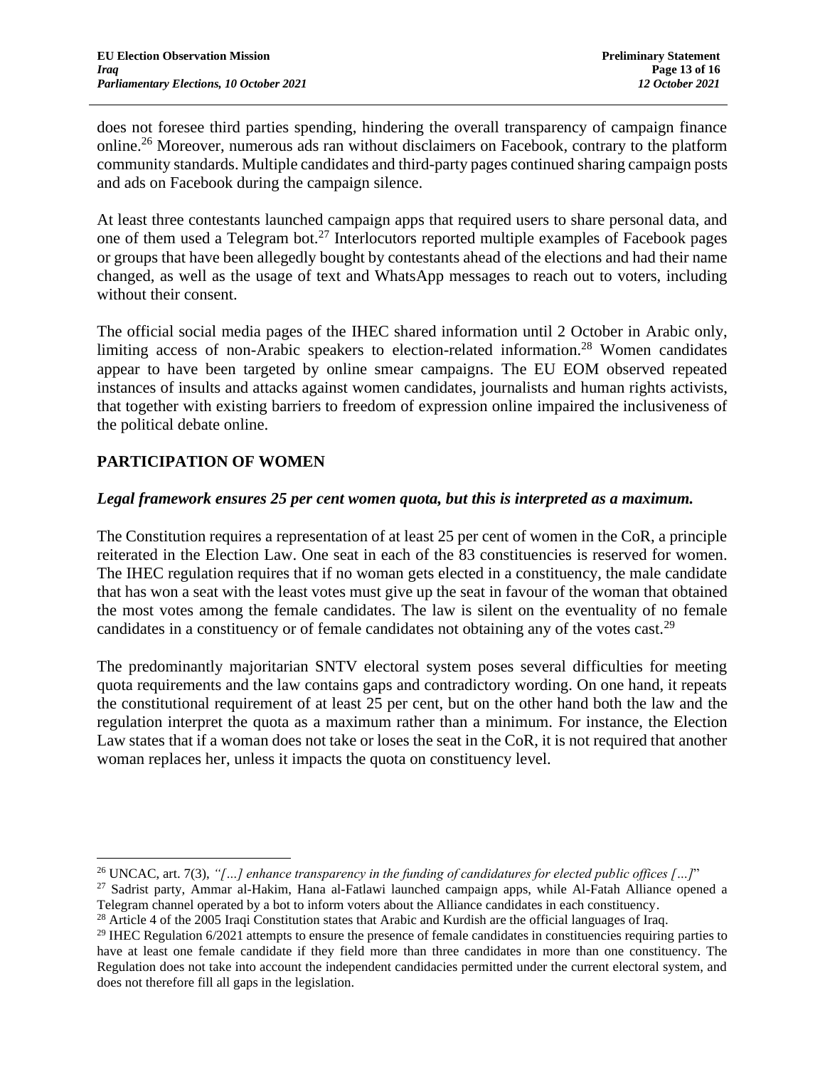does not foresee third parties spending, hindering the overall transparency of campaign finance online.[26] Moreover, numerous ads ran without disclaimers on Facebook, contrary to the platform community standards. Multiple candidates and third-party pages continued sharing campaign posts and ads on Facebook during the campaign silence.

At least three contestants launched campaign apps that required users to share personal data, and one of them used a Telegram bot.[27] Interlocutors reported multiple examples of Facebook pages or groups that have been allegedly bought by contestants ahead of the elections and had their name changed, as well as the usage of text and WhatsApp messages to reach out to voters, including without their consent.

The official social media pages of the IHEC shared information until 2 October in Arabic only, limiting access of non-Arabic speakers to election-related information.[28] Women candidates appear to have been targeted by online smear campaigns. The EU EOM observed repeated instances of insults and attacks against women candidates, journalists and human rights activists, that together with existing barriers to freedom of expression online impaired the inclusiveness of the political debate online.

## PARTICIPATION OF WOMEN

***Legal framework ensures 25 per cent women quota, but this is interpreted as a maximum.***

The Constitution requires a representation of at least 25 per cent of women in the CoR, a principle reiterated in the Election Law. One seat in each of the 83 constituencies is reserved for women. The IHEC regulation requires that if no woman gets elected in a constituency, the male candidate that has won a seat with the least votes must give up the seat in favour of the woman that obtained the most votes among the female candidates. The law is silent on the eventuality of no female candidates in a constituency or of female candidates not obtaining any of the votes cast.[29]

The predominantly majoritarian SNTV electoral system poses several difficulties for meeting quota requirements and the law contains gaps and contradictory wording. On one hand, it repeats the constitutional requirement of at least 25 per cent, but on the other hand both the law and the regulation interpret the quota as a maximum rather than a minimum. For instance, the Election Law states that if a woman does not take or loses the seat in the CoR, it is not required that another woman replaces her, unless it impacts the quota on constituency level.

---

[26] UNCAC, art. 7(3), *"[…] enhance transparency in the funding of candidatures for elected public offices […]"*

[27] Sadrist party, Ammar al-Hakim, Hana al-Fatlawi launched campaign apps, while Al-Fatah Alliance opened a Telegram channel operated by a bot to inform voters about the Alliance candidates in each constituency.

[28] Article 4 of the 2005 Iraqi Constitution states that Arabic and Kurdish are the official languages of Iraq.

[29] IHEC Regulation 6/2021 attempts to ensure the presence of female candidates in constituencies requiring parties to have at least one female candidate if they field more than three candidates in more than one constituency. The Regulation does not take into account the independent candidacies permitted under the current electoral system, and does not therefore fill all gaps in the legislation.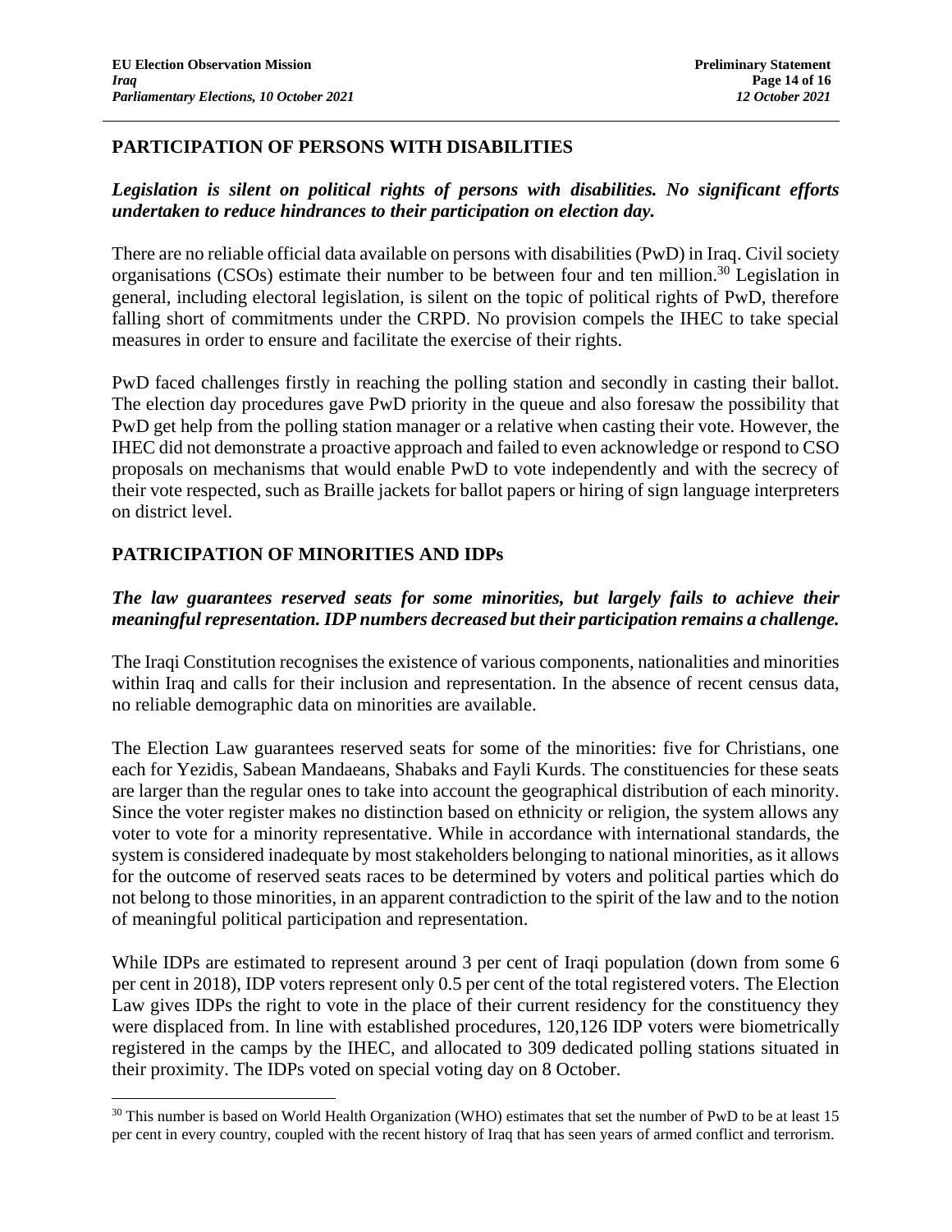## PARTICIPATION OF PERSONS WITH DISABILITIES

***Legislation is silent on political rights of persons with disabilities. No significant efforts undertaken to reduce hindrances to their participation on election day.***

There are no reliable official data available on persons with disabilities (PwD) in Iraq. Civil society organisations (CSOs) estimate their number to be between four and ten million.[30] Legislation in general, including electoral legislation, is silent on the topic of political rights of PwD, therefore falling short of commitments under the CRPD. No provision compels the IHEC to take special measures in order to ensure and facilitate the exercise of their rights.

PwD faced challenges firstly in reaching the polling station and secondly in casting their ballot. The election day procedures gave PwD priority in the queue and also foresaw the possibility that PwD get help from the polling station manager or a relative when casting their vote. However, the IHEC did not demonstrate a proactive approach and failed to even acknowledge or respond to CSO proposals on mechanisms that would enable PwD to vote independently and with the secrecy of their vote respected, such as Braille jackets for ballot papers or hiring of sign language interpreters on district level.

## PATRICIPATION OF MINORITIES AND IDPs

***The law guarantees reserved seats for some minorities, but largely fails to achieve their meaningful representation. IDP numbers decreased but their participation remains a challenge.***

The Iraqi Constitution recognises the existence of various components, nationalities and minorities within Iraq and calls for their inclusion and representation. In the absence of recent census data, no reliable demographic data on minorities are available.

The Election Law guarantees reserved seats for some of the minorities: five for Christians, one each for Yezidis, Sabean Mandaeans, Shabaks and Fayli Kurds. The constituencies for these seats are larger than the regular ones to take into account the geographical distribution of each minority. Since the voter register makes no distinction based on ethnicity or religion, the system allows any voter to vote for a minority representative. While in accordance with international standards, the system is considered inadequate by most stakeholders belonging to national minorities, as it allows for the outcome of reserved seats races to be determined by voters and political parties which do not belong to those minorities, in an apparent contradiction to the spirit of the law and to the notion of meaningful political participation and representation.

While IDPs are estimated to represent around 3 per cent of Iraqi population (down from some 6 per cent in 2018), IDP voters represent only 0.5 per cent of the total registered voters. The Election Law gives IDPs the right to vote in the place of their current residency for the constituency they were displaced from. In line with established procedures, 120,126 IDP voters were biometrically registered in the camps by the IHEC, and allocated to 309 dedicated polling stations situated in their proximity. The IDPs voted on special voting day on 8 October.

---

[30] This number is based on World Health Organization (WHO) estimates that set the number of PwD to be at least 15 per cent in every country, coupled with the recent history of Iraq that has seen years of armed conflict and terrorism.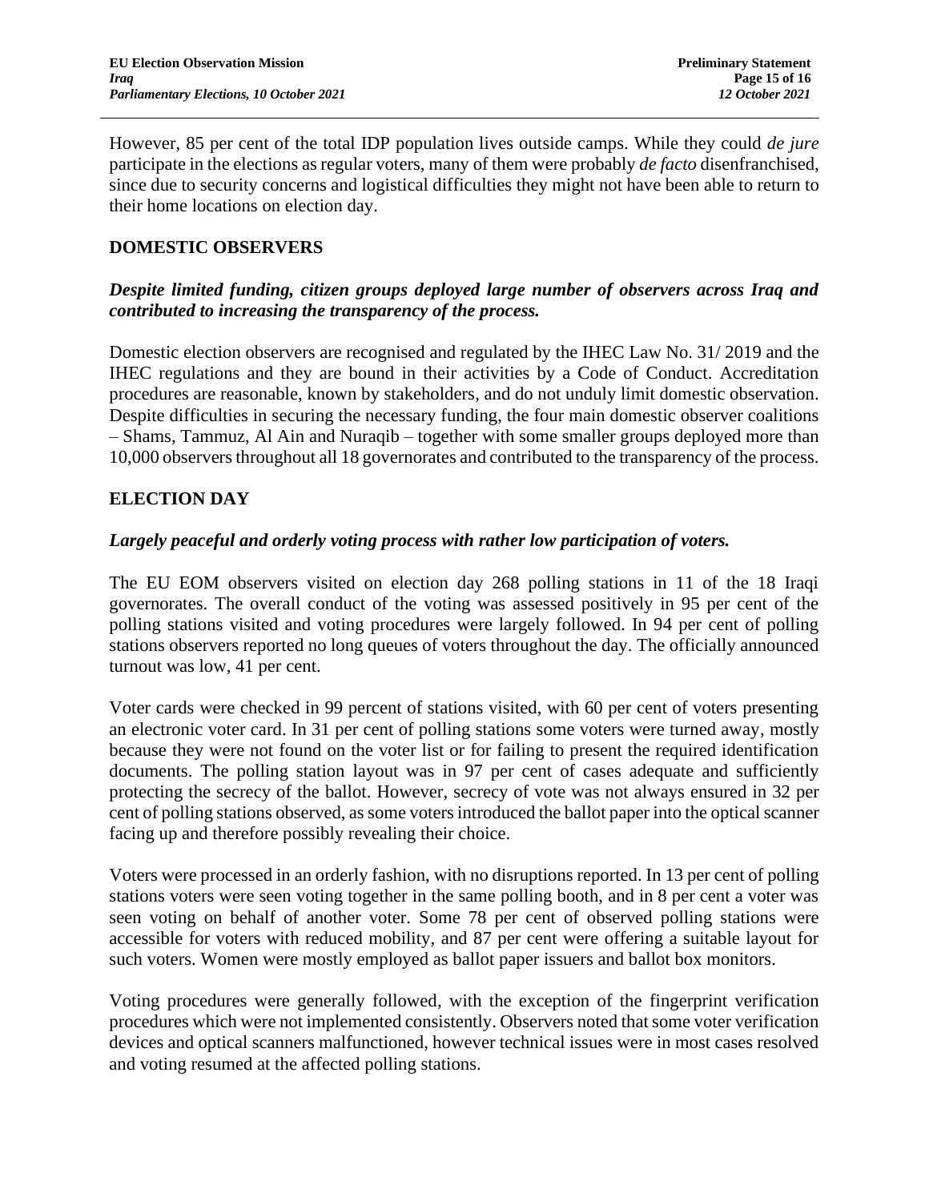However, 85 per cent of the total IDP population lives outside camps. While they could *de jure* participate in the elections as regular voters, many of them were probably *de facto* disenfranchised, since due to security concerns and logistical difficulties they might not have been able to return to their home locations on election day.

## DOMESTIC OBSERVERS

***Despite limited funding, citizen groups deployed large number of observers across Iraq and contributed to increasing the transparency of the process.***

Domestic election observers are recognised and regulated by the IHEC Law No. 31/ 2019 and the IHEC regulations and they are bound in their activities by a Code of Conduct. Accreditation procedures are reasonable, known by stakeholders, and do not unduly limit domestic observation. Despite difficulties in securing the necessary funding, the four main domestic observer coalitions – Shams, Tammuz, Al Ain and Nuraqib – together with some smaller groups deployed more than 10,000 observers throughout all 18 governorates and contributed to the transparency of the process.

## ELECTION DAY

***Largely peaceful and orderly voting process with rather low participation of voters.***

The EU EOM observers visited on election day 268 polling stations in 11 of the 18 Iraqi governorates. The overall conduct of the voting was assessed positively in 95 per cent of the polling stations visited and voting procedures were largely followed. In 94 per cent of polling stations observers reported no long queues of voters throughout the day. The officially announced turnout was low, 41 per cent.

Voter cards were checked in 99 percent of stations visited, with 60 per cent of voters presenting an electronic voter card. In 31 per cent of polling stations some voters were turned away, mostly because they were not found on the voter list or for failing to present the required identification documents. The polling station layout was in 97 per cent of cases adequate and sufficiently protecting the secrecy of the ballot. However, secrecy of vote was not always ensured in 32 per cent of polling stations observed, as some voters introduced the ballot paper into the optical scanner facing up and therefore possibly revealing their choice.

Voters were processed in an orderly fashion, with no disruptions reported. In 13 per cent of polling stations voters were seen voting together in the same polling booth, and in 8 per cent a voter was seen voting on behalf of another voter. Some 78 per cent of observed polling stations were accessible for voters with reduced mobility, and 87 per cent were offering a suitable layout for such voters. Women were mostly employed as ballot paper issuers and ballot box monitors.

Voting procedures were generally followed, with the exception of the fingerprint verification procedures which were not implemented consistently. Observers noted that some voter verification devices and optical scanners malfunctioned, however technical issues were in most cases resolved and voting resumed at the affected polling stations.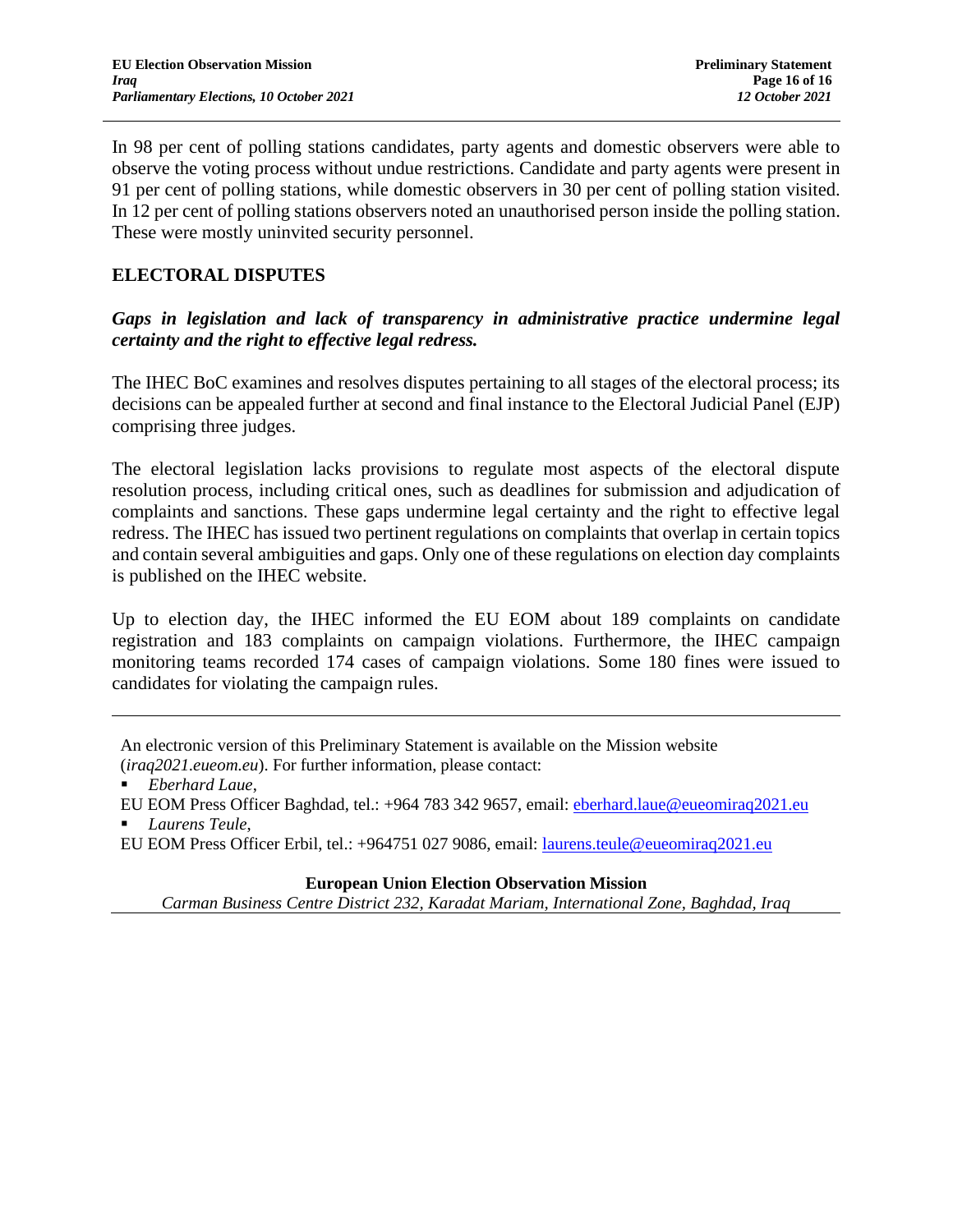In 98 per cent of polling stations candidates, party agents and domestic observers were able to observe the voting process without undue restrictions. Candidate and party agents were present in 91 per cent of polling stations, while domestic observers in 30 per cent of polling station visited. In 12 per cent of polling stations observers noted an unauthorised person inside the polling station. These were mostly uninvited security personnel.

## ELECTORAL DISPUTES

***Gaps in legislation and lack of transparency in administrative practice undermine legal certainty and the right to effective legal redress.***

The IHEC BoC examines and resolves disputes pertaining to all stages of the electoral process; its decisions can be appealed further at second and final instance to the Electoral Judicial Panel (EJP) comprising three judges.

The electoral legislation lacks provisions to regulate most aspects of the electoral dispute resolution process, including critical ones, such as deadlines for submission and adjudication of complaints and sanctions. These gaps undermine legal certainty and the right to effective legal redress. The IHEC has issued two pertinent regulations on complaints that overlap in certain topics and contain several ambiguities and gaps. Only one of these regulations on election day complaints is published on the IHEC website.

Up to election day, the IHEC informed the EU EOM about 189 complaints on candidate registration and 183 complaints on campaign violations. Furthermore, the IHEC campaign monitoring teams recorded 174 cases of campaign violations. Some 180 fines were issued to candidates for violating the campaign rules.

---

An electronic version of this Preliminary Statement is available on the Mission website (*iraq2021.eueom.eu*). For further information, please contact:

- *Eberhard Laue*,

EU EOM Press Officer Baghdad, tel.: +964 783 342 9657, email: eberhard.laue@eueomiraq2021.eu

- *Laurens Teule*,

EU EOM Press Officer Erbil, tel.: +964751 027 9086, email: laurens.teule@eueomiraq2021.eu

**European Union Election Observation Mission**

*Carman Business Centre District 232, Karadat Mariam, International Zone, Baghdad, Iraq*